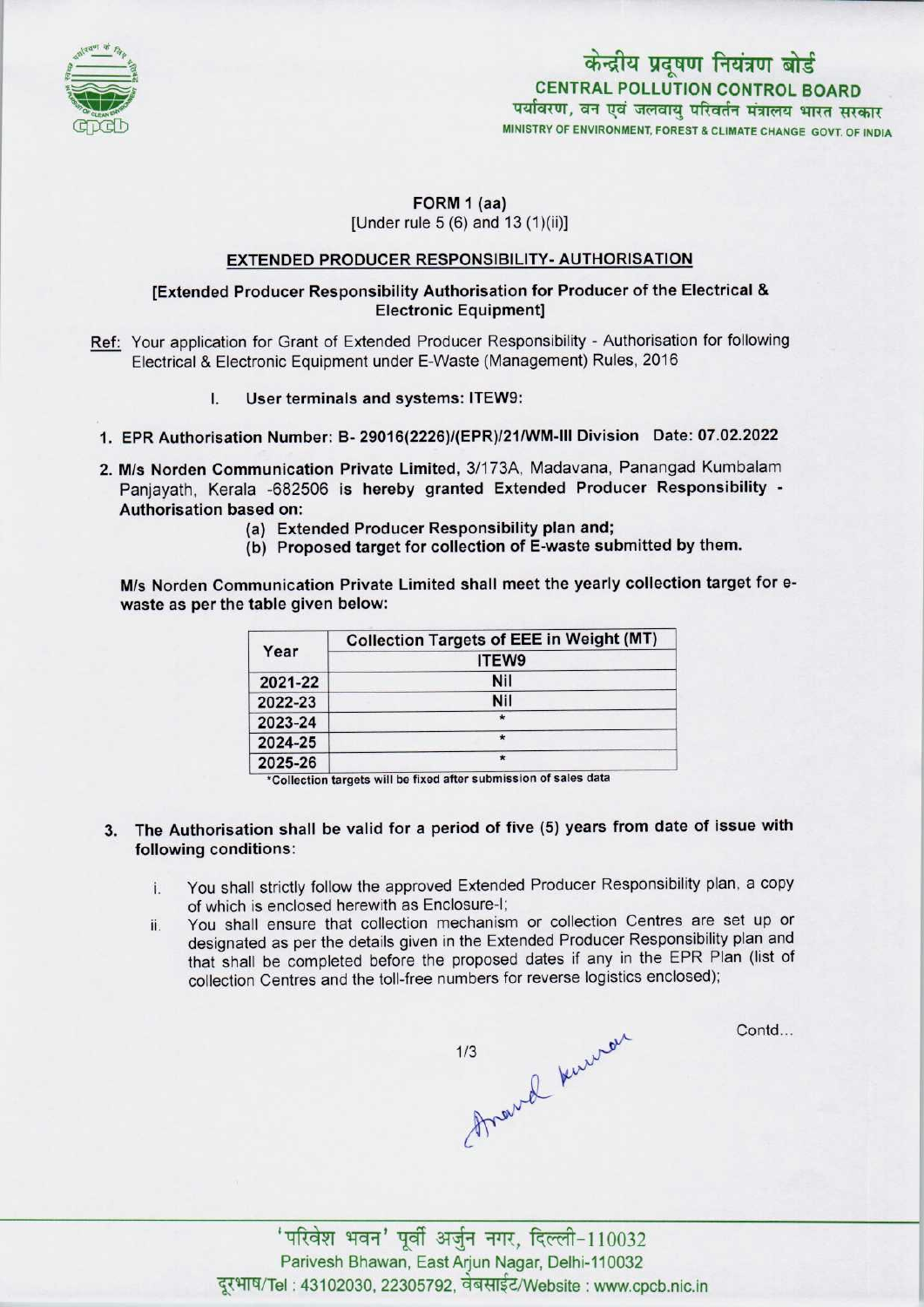केन्द्रीय प्रदूषण नियंत्रण बोर्ड
CENTRAL POLLUTION CONTROL BOARD
पर्यावरण, वन एवं जलवायु परिवर्तन मंत्रालय भारत सरकार
MINISTRY OF ENVIRONMENT, FOREST & CLIMATE CHANGE GOVT. OF INDIA

## FORM 1 (aa)

[Under rule 5 (6) and 13 (1)(ii)]

### EXTENDED PRODUCER RESPONSIBILITY- AUTHORISATION

**[Extended Producer Responsibility Authorisation for Producer of the Electrical & Electronic Equipment]**

Ref: Your application for Grant of Extended Producer Responsibility - Authorisation for following Electrical & Electronic Equipment under E-Waste (Management) Rules, 2016

I. **User terminals and systems: ITEW9:**

1. **EPR Authorisation Number: B- 29016(2226)/(EPR)/21/WM-III Division Date: 07.02.2022**

2. **M/s Norden Communication Private Limited,** 3/173A, Madavana, Panangad Kumbalam Panjayath, Kerala -682506 **is hereby granted Extended Producer Responsibility - Authorisation based on:**
   (a) **Extended Producer Responsibility plan and;**
   (b) **Proposed target for collection of E-waste submitted by them.**

**M/s Norden Communication Private Limited shall meet the yearly collection target for e-waste as per the table given below:**

| Year | Collection Targets of EEE in Weight (MT) |
|---|---|
| | ITEW9 |
| 2021-22 | Nil |
| 2022-23 | Nil |
| 2023-24 | * |
| 2024-25 | * |
| 2025-26 | * |

*Collection targets will be fixed after submission of sales data

3. **The Authorisation shall be valid for a period of five (5) years from date of issue with following conditions:**
   i. You shall strictly follow the approved Extended Producer Responsibility plan, a copy of which is enclosed herewith as Enclosure-I;
   ii. You shall ensure that collection mechanism or collection Centres are set up or designated as per the details given in the Extended Producer Responsibility plan and that shall be completed before the proposed dates if any in the EPR Plan (list of collection Centres and the toll-free numbers for reverse logistics enclosed);

Contd...

'परिवेश भवन' पूर्वी अर्जुन नगर, दिल्ली-110032
Parivesh Bhawan, East Arjun Nagar, Delhi-110032
दूरभाष/Tel : 43102030, 22305792, वेबसाईट/Website : www.cpcb.nic.in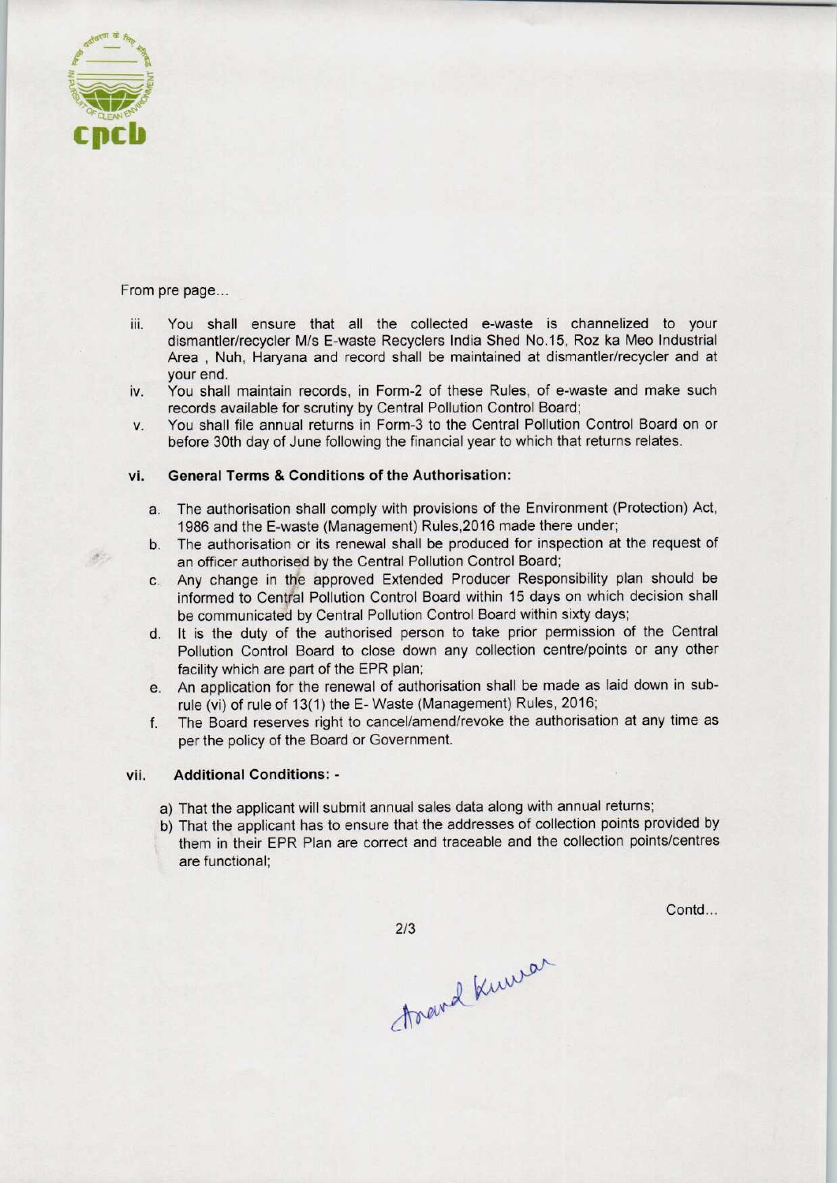From pre page...

iii. You shall ensure that all the collected e-waste is channelized to your dismantler/recycler M/s E-waste Recyclers India Shed No.15, Roz ka Meo Industrial Area , Nuh, Haryana and record shall be maintained at dismantler/recycler and at your end.

iv. You shall maintain records, in Form-2 of these Rules, of e-waste and make such records available for scrutiny by Central Pollution Control Board;

v. You shall file annual returns in Form-3 to the Central Pollution Control Board on or before 30th day of June following the financial year to which that returns relates.

**vi. General Terms & Conditions of the Authorisation:**

a. The authorisation shall comply with provisions of the Environment (Protection) Act, 1986 and the E-waste (Management) Rules,2016 made there under;

b. The authorisation or its renewal shall be produced for inspection at the request of an officer authorised by the Central Pollution Control Board;

c. Any change in the approved Extended Producer Responsibility plan should be informed to Central Pollution Control Board within 15 days on which decision shall be communicated by Central Pollution Control Board within sixty days;

d. It is the duty of the authorised person to take prior permission of the Central Pollution Control Board to close down any collection centre/points or any other facility which are part of the EPR plan;

e. An application for the renewal of authorisation shall be made as laid down in sub-rule (vi) of rule of 13(1) the E- Waste (Management) Rules, 2016;

f. The Board reserves right to cancel/amend/revoke the authorisation at any time as per the policy of the Board or Government.

**vii. Additional Conditions: -**

a) That the applicant will submit annual sales data along with annual returns;

b) That the applicant has to ensure that the addresses of collection points provided by them in their EPR Plan are correct and traceable and the collection points/centres are functional;

Contd...

Anand Kumar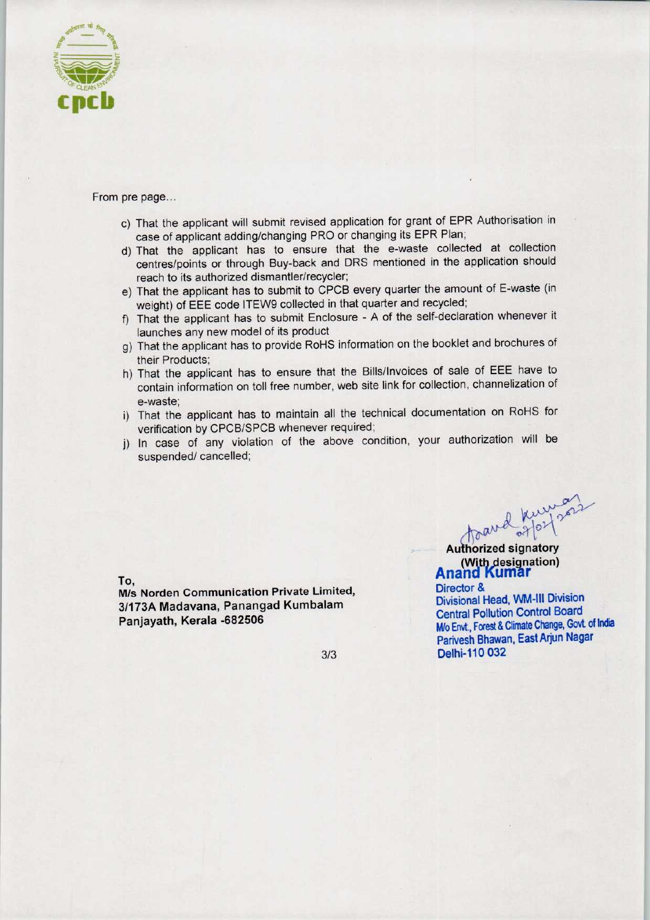From pre page...

c) That the applicant will submit revised application for grant of EPR Authorisation in case of applicant adding/changing PRO or changing its EPR Plan;
d) That the applicant has to ensure that the e-waste collected at collection centres/points or through Buy-back and DRS mentioned in the application should reach to its authorized dismantler/recycler;
e) That the applicant has to submit to CPCB every quarter the amount of E-waste (in weight) of EEE code ITEW9 collected in that quarter and recycled;
f) That the applicant has to submit Enclosure - A of the self-declaration whenever it launches any new model of its product
g) That the applicant has to provide RoHS information on the booklet and brochures of their Products;
h) That the applicant has to ensure that the Bills/Invoices of sale of EEE have to contain information on toll free number, web site link for collection, channelization of e-waste;
i) That the applicant has to maintain all the technical documentation on RoHS for verification by CPCB/SPCB whenever required;
j) In case of any violation of the above condition, your authorization will be suspended/ cancelled;

Anand Kumar
07/02/2022

**Authorized signatory**
**(With designation)**
**Anand Kumar**
Director &
Divisional Head, WM-III Division
Central Pollution Control Board
M/o Envt., Forest & Climate Change, Govt. of India
Parivesh Bhawan, East Arjun Nagar
Delhi-110 032

To,
**M/s Norden Communication Private Limited,**
**3/173A Madavana, Panangad Kumbalam**
**Panjayath, Kerala -682506**